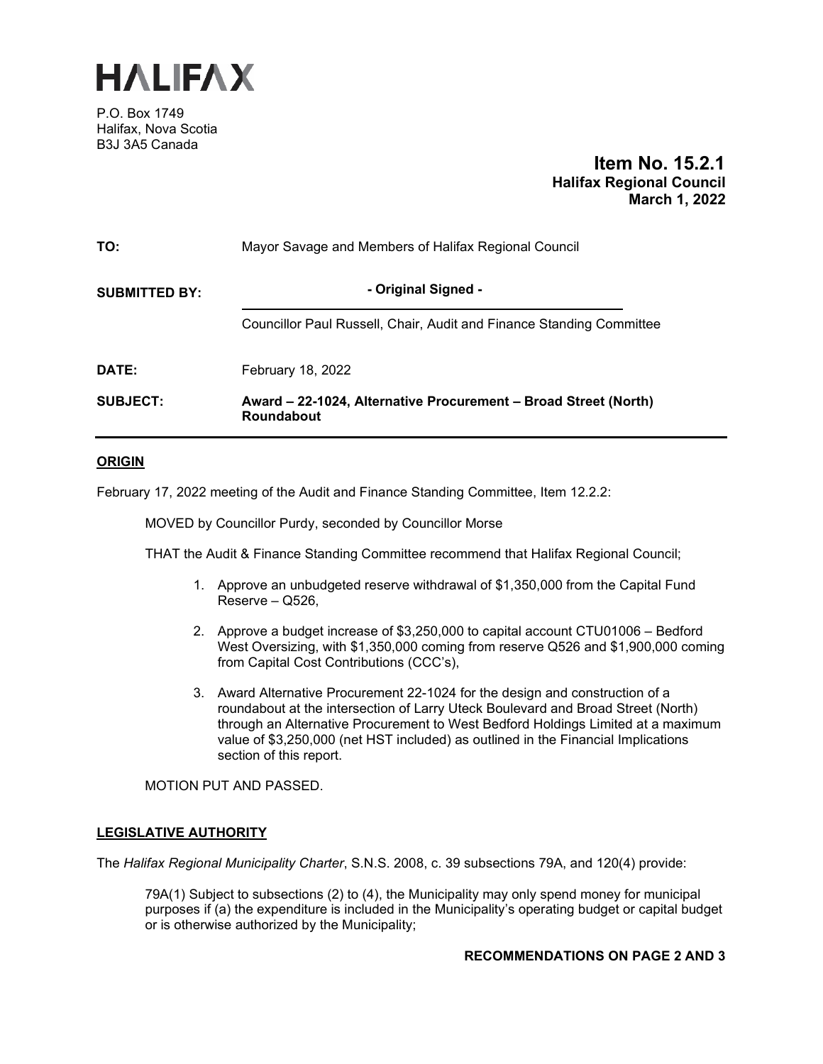# HALIFAX

P.O. Box 1749
Halifax, Nova Scotia
B3J 3A5 Canada

**Item No. 15.2.1**
**Halifax Regional Council**
**March 1, 2022**

| | |
|---|---|
| **TO:** | Mayor Savage and Members of Halifax Regional Council |
| **SUBMITTED BY:** | **- Original Signed -** <br> Councillor Paul Russell, Chair, Audit and Finance Standing Committee |
| **DATE:** | February 18, 2022 |
| **SUBJECT:** | **Award – 22-1024, Alternative Procurement – Broad Street (North) Roundabout** |

## ORIGIN

February 17, 2022 meeting of the Audit and Finance Standing Committee, Item 12.2.2:

MOVED by Councillor Purdy, seconded by Councillor Morse

THAT the Audit & Finance Standing Committee recommend that Halifax Regional Council;

1. Approve an unbudgeted reserve withdrawal of $1,350,000 from the Capital Fund Reserve – Q526,
2. Approve a budget increase of $3,250,000 to capital account CTU01006 – Bedford West Oversizing, with $1,350,000 coming from reserve Q526 and $1,900,000 coming from Capital Cost Contributions (CCC's),
3. Award Alternative Procurement 22-1024 for the design and construction of a roundabout at the intersection of Larry Uteck Boulevard and Broad Street (North) through an Alternative Procurement to West Bedford Holdings Limited at a maximum value of $3,250,000 (net HST included) as outlined in the Financial Implications section of this report.

MOTION PUT AND PASSED.

## LEGISLATIVE AUTHORITY

The *Halifax Regional Municipality Charter*, S.N.S. 2008, c. 39 subsections 79A, and 120(4) provide:

79A(1) Subject to subsections (2) to (4), the Municipality may only spend money for municipal purposes if (a) the expenditure is included in the Municipality's operating budget or capital budget or is otherwise authorized by the Municipality;

**RECOMMENDATIONS ON PAGE 2 AND 3**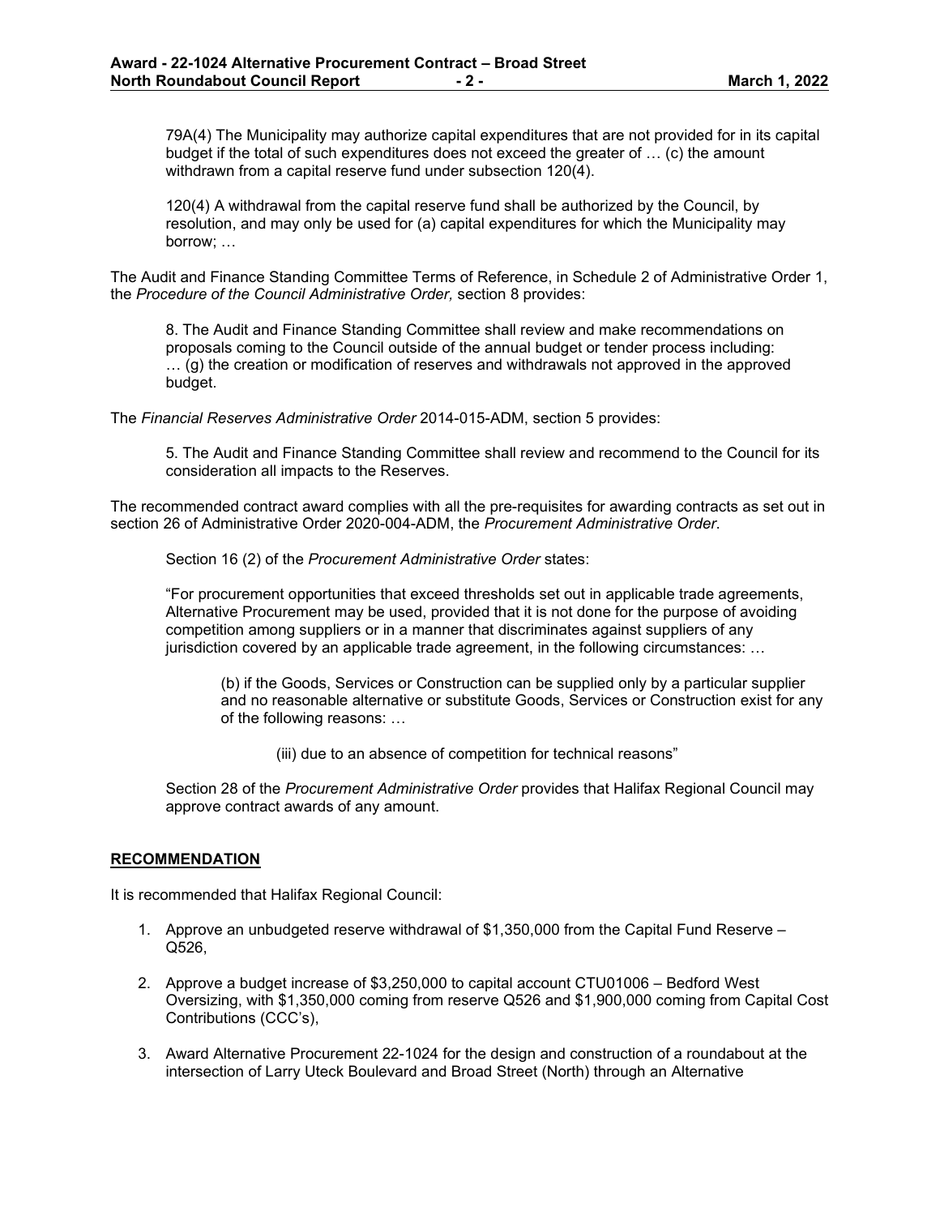79A(4) The Municipality may authorize capital expenditures that are not provided for in its capital budget if the total of such expenditures does not exceed the greater of … (c) the amount withdrawn from a capital reserve fund under subsection 120(4).

120(4) A withdrawal from the capital reserve fund shall be authorized by the Council, by resolution, and may only be used for (a) capital expenditures for which the Municipality may borrow; …

The Audit and Finance Standing Committee Terms of Reference, in Schedule 2 of Administrative Order 1, the *Procedure of the Council Administrative Order,* section 8 provides:

8. The Audit and Finance Standing Committee shall review and make recommendations on proposals coming to the Council outside of the annual budget or tender process including: … (g) the creation or modification of reserves and withdrawals not approved in the approved budget.

The *Financial Reserves Administrative Order* 2014-015-ADM, section 5 provides:

5. The Audit and Finance Standing Committee shall review and recommend to the Council for its consideration all impacts to the Reserves.

The recommended contract award complies with all the pre-requisites for awarding contracts as set out in section 26 of Administrative Order 2020-004-ADM, the *Procurement Administrative Order*.

Section 16 (2) of the *Procurement Administrative Order* states:

"For procurement opportunities that exceed thresholds set out in applicable trade agreements, Alternative Procurement may be used, provided that it is not done for the purpose of avoiding competition among suppliers or in a manner that discriminates against suppliers of any jurisdiction covered by an applicable trade agreement, in the following circumstances: …

(b) if the Goods, Services or Construction can be supplied only by a particular supplier and no reasonable alternative or substitute Goods, Services or Construction exist for any of the following reasons: …

(iii) due to an absence of competition for technical reasons"

Section 28 of the *Procurement Administrative Order* provides that Halifax Regional Council may approve contract awards of any amount.

## RECOMMENDATION

It is recommended that Halifax Regional Council:

1. Approve an unbudgeted reserve withdrawal of $1,350,000 from the Capital Fund Reserve – Q526,
2. Approve a budget increase of $3,250,000 to capital account CTU01006 – Bedford West Oversizing, with $1,350,000 coming from reserve Q526 and $1,900,000 coming from Capital Cost Contributions (CCC's),
3. Award Alternative Procurement 22-1024 for the design and construction of a roundabout at the intersection of Larry Uteck Boulevard and Broad Street (North) through an Alternative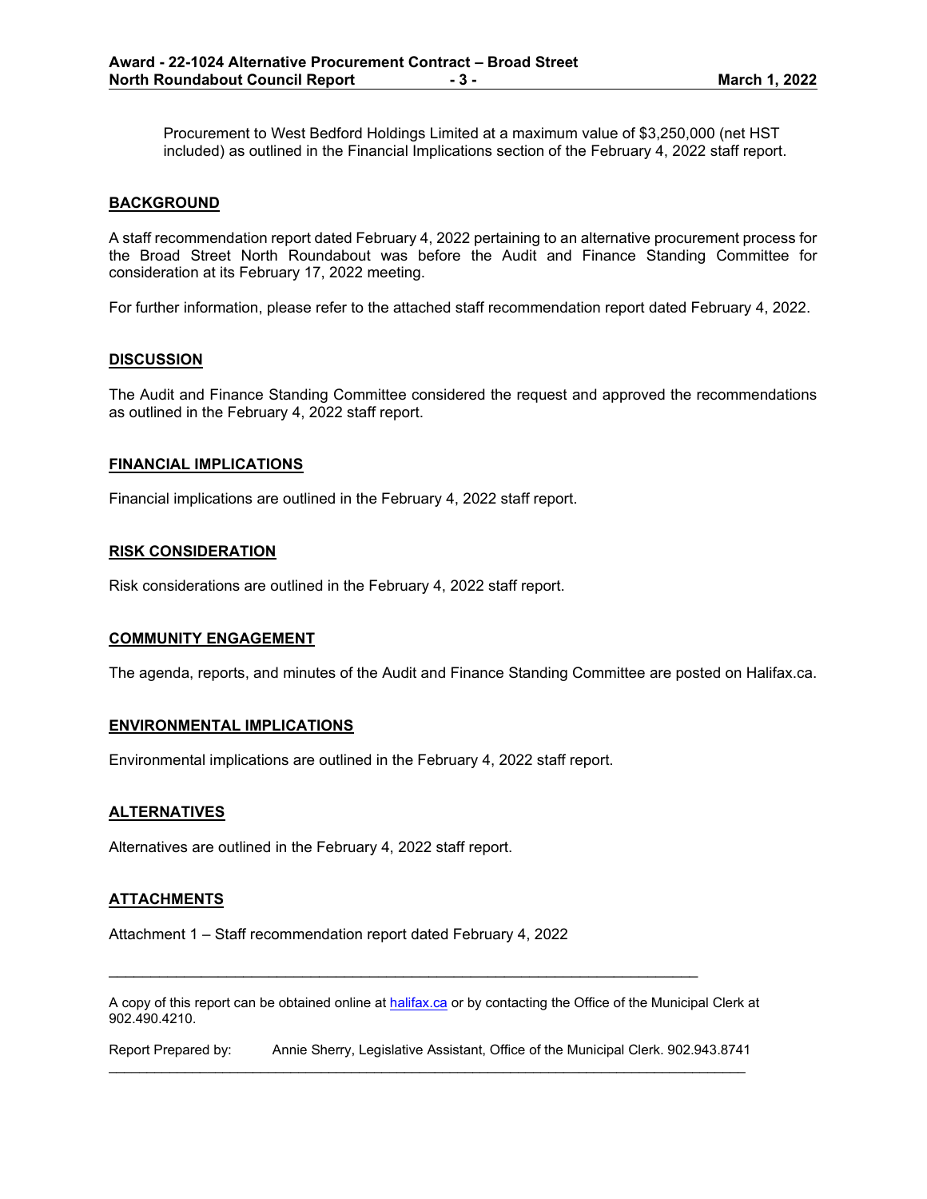Procurement to West Bedford Holdings Limited at a maximum value of $3,250,000 (net HST included) as outlined in the Financial Implications section of the February 4, 2022 staff report.

## BACKGROUND

A staff recommendation report dated February 4, 2022 pertaining to an alternative procurement process for the Broad Street North Roundabout was before the Audit and Finance Standing Committee for consideration at its February 17, 2022 meeting.

For further information, please refer to the attached staff recommendation report dated February 4, 2022.

## DISCUSSION

The Audit and Finance Standing Committee considered the request and approved the recommendations as outlined in the February 4, 2022 staff report.

## FINANCIAL IMPLICATIONS

Financial implications are outlined in the February 4, 2022 staff report.

## RISK CONSIDERATION

Risk considerations are outlined in the February 4, 2022 staff report.

## COMMUNITY ENGAGEMENT

The agenda, reports, and minutes of the Audit and Finance Standing Committee are posted on Halifax.ca.

## ENVIRONMENTAL IMPLICATIONS

Environmental implications are outlined in the February 4, 2022 staff report.

## ALTERNATIVES

Alternatives are outlined in the February 4, 2022 staff report.

## ATTACHMENTS

Attachment 1 – Staff recommendation report dated February 4, 2022

---

A copy of this report can be obtained online at [halifax.ca](halifax.ca) or by contacting the Office of the Municipal Clerk at 902.490.4210.

Report Prepared by: Annie Sherry, Legislative Assistant, Office of the Municipal Clerk. 902.943.8741

---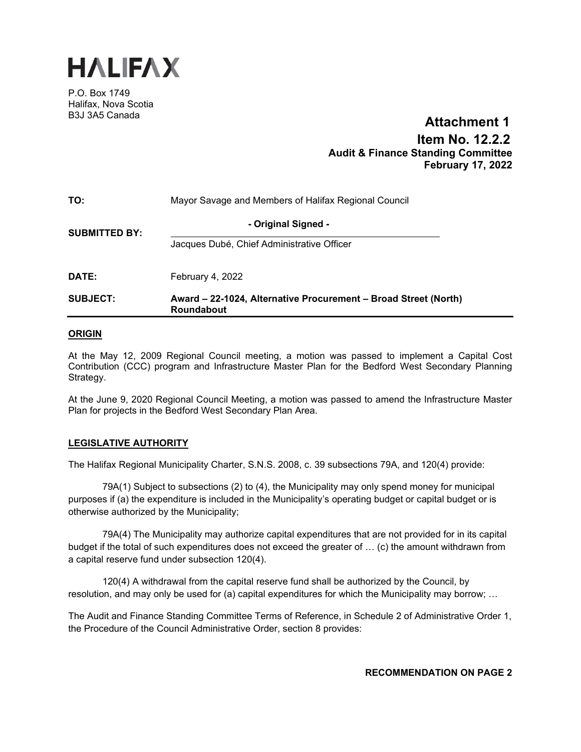# HALIFAX

P.O. Box 1749
Halifax, Nova Scotia
B3J 3A5 Canada

**Attachment 1**
**Item No. 12.2.2**
**Audit & Finance Standing Committee**
**February 17, 2022**

| | |
|---|---|
| **TO:** | Mayor Savage and Members of Halifax Regional Council |
| **SUBMITTED BY:** | **- Original Signed -** <br> Jacques Dubé, Chief Administrative Officer |
| **DATE:** | February 4, 2022 |
| **SUBJECT:** | **Award – 22-1024, Alternative Procurement – Broad Street (North) Roundabout** |

## ORIGIN

At the May 12, 2009 Regional Council meeting, a motion was passed to implement a Capital Cost Contribution (CCC) program and Infrastructure Master Plan for the Bedford West Secondary Planning Strategy.

At the June 9, 2020 Regional Council Meeting, a motion was passed to amend the Infrastructure Master Plan for projects in the Bedford West Secondary Plan Area.

## LEGISLATIVE AUTHORITY

The Halifax Regional Municipality Charter, S.N.S. 2008, c. 39 subsections 79A, and 120(4) provide:

79A(1) Subject to subsections (2) to (4), the Municipality may only spend money for municipal purposes if (a) the expenditure is included in the Municipality's operating budget or capital budget or is otherwise authorized by the Municipality;

79A(4) The Municipality may authorize capital expenditures that are not provided for in its capital budget if the total of such expenditures does not exceed the greater of … (c) the amount withdrawn from a capital reserve fund under subsection 120(4).

120(4) A withdrawal from the capital reserve fund shall be authorized by the Council, by resolution, and may only be used for (a) capital expenditures for which the Municipality may borrow; …

The Audit and Finance Standing Committee Terms of Reference, in Schedule 2 of Administrative Order 1, the Procedure of the Council Administrative Order, section 8 provides:

**RECOMMENDATION ON PAGE 2**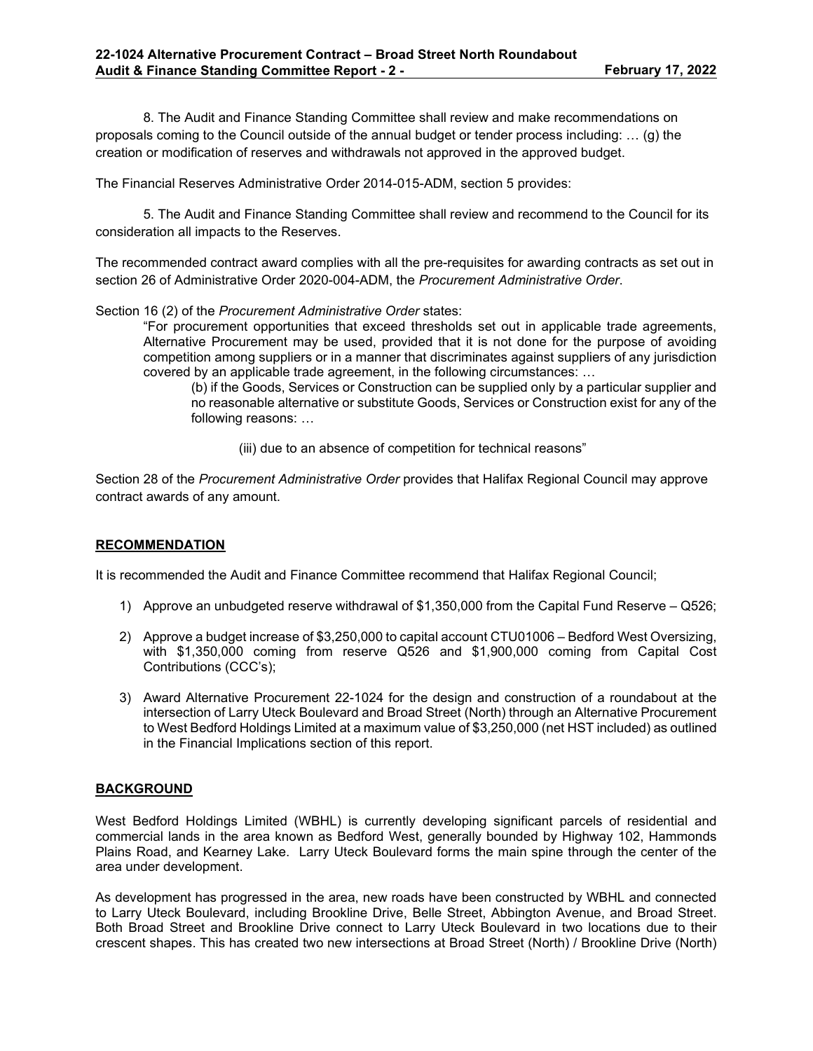8. The Audit and Finance Standing Committee shall review and make recommendations on proposals coming to the Council outside of the annual budget or tender process including: … (g) the creation or modification of reserves and withdrawals not approved in the approved budget.

The Financial Reserves Administrative Order 2014-015-ADM, section 5 provides:

5. The Audit and Finance Standing Committee shall review and recommend to the Council for its consideration all impacts to the Reserves.

The recommended contract award complies with all the pre-requisites for awarding contracts as set out in section 26 of Administrative Order 2020-004-ADM, the *Procurement Administrative Order*.

Section 16 (2) of the *Procurement Administrative Order* states:

> "For procurement opportunities that exceed thresholds set out in applicable trade agreements, Alternative Procurement may be used, provided that it is not done for the purpose of avoiding competition among suppliers or in a manner that discriminates against suppliers of any jurisdiction covered by an applicable trade agreement, in the following circumstances: …
>
> (b) if the Goods, Services or Construction can be supplied only by a particular supplier and no reasonable alternative or substitute Goods, Services or Construction exist for any of the following reasons: …
>
> (iii) due to an absence of competition for technical reasons"

Section 28 of the *Procurement Administrative Order* provides that Halifax Regional Council may approve contract awards of any amount.

## RECOMMENDATION

It is recommended the Audit and Finance Committee recommend that Halifax Regional Council;

1) Approve an unbudgeted reserve withdrawal of $1,350,000 from the Capital Fund Reserve – Q526;
2) Approve a budget increase of $3,250,000 to capital account CTU01006 – Bedford West Oversizing, with $1,350,000 coming from reserve Q526 and $1,900,000 coming from Capital Cost Contributions (CCC's);
3) Award Alternative Procurement 22-1024 for the design and construction of a roundabout at the intersection of Larry Uteck Boulevard and Broad Street (North) through an Alternative Procurement to West Bedford Holdings Limited at a maximum value of $3,250,000 (net HST included) as outlined in the Financial Implications section of this report.

## BACKGROUND

West Bedford Holdings Limited (WBHL) is currently developing significant parcels of residential and commercial lands in the area known as Bedford West, generally bounded by Highway 102, Hammonds Plains Road, and Kearney Lake. Larry Uteck Boulevard forms the main spine through the center of the area under development.

As development has progressed in the area, new roads have been constructed by WBHL and connected to Larry Uteck Boulevard, including Brookline Drive, Belle Street, Abbington Avenue, and Broad Street. Both Broad Street and Brookline Drive connect to Larry Uteck Boulevard in two locations due to their crescent shapes. This has created two new intersections at Broad Street (North) / Brookline Drive (North)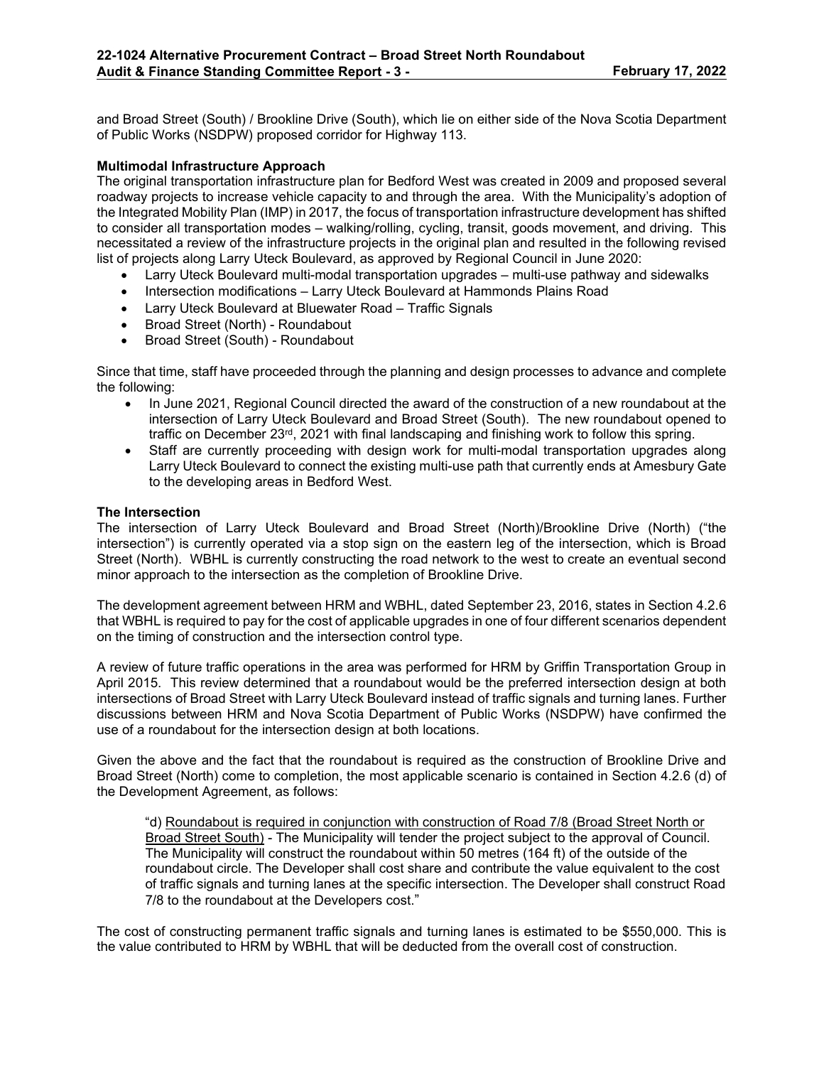and Broad Street (South) / Brookline Drive (South), which lie on either side of the Nova Scotia Department of Public Works (NSDPW) proposed corridor for Highway 113.

**Multimodal Infrastructure Approach**

The original transportation infrastructure plan for Bedford West was created in 2009 and proposed several roadway projects to increase vehicle capacity to and through the area. With the Municipality's adoption of the Integrated Mobility Plan (IMP) in 2017, the focus of transportation infrastructure development has shifted to consider all transportation modes – walking/rolling, cycling, transit, goods movement, and driving. This necessitated a review of the infrastructure projects in the original plan and resulted in the following revised list of projects along Larry Uteck Boulevard, as approved by Regional Council in June 2020:

- Larry Uteck Boulevard multi-modal transportation upgrades – multi-use pathway and sidewalks
- Intersection modifications – Larry Uteck Boulevard at Hammonds Plains Road
- Larry Uteck Boulevard at Bluewater Road – Traffic Signals
- Broad Street (North) - Roundabout
- Broad Street (South) - Roundabout

Since that time, staff have proceeded through the planning and design processes to advance and complete the following:

- In June 2021, Regional Council directed the award of the construction of a new roundabout at the intersection of Larry Uteck Boulevard and Broad Street (South). The new roundabout opened to traffic on December 23rd, 2021 with final landscaping and finishing work to follow this spring.
- Staff are currently proceeding with design work for multi-modal transportation upgrades along Larry Uteck Boulevard to connect the existing multi-use path that currently ends at Amesbury Gate to the developing areas in Bedford West.

**The Intersection**

The intersection of Larry Uteck Boulevard and Broad Street (North)/Brookline Drive (North) ("the intersection") is currently operated via a stop sign on the eastern leg of the intersection, which is Broad Street (North). WBHL is currently constructing the road network to the west to create an eventual second minor approach to the intersection as the completion of Brookline Drive.

The development agreement between HRM and WBHL, dated September 23, 2016, states in Section 4.2.6 that WBHL is required to pay for the cost of applicable upgrades in one of four different scenarios dependent on the timing of construction and the intersection control type.

A review of future traffic operations in the area was performed for HRM by Griffin Transportation Group in April 2015. This review determined that a roundabout would be the preferred intersection design at both intersections of Broad Street with Larry Uteck Boulevard instead of traffic signals and turning lanes. Further discussions between HRM and Nova Scotia Department of Public Works (NSDPW) have confirmed the use of a roundabout for the intersection design at both locations.

Given the above and the fact that the roundabout is required as the construction of Brookline Drive and Broad Street (North) come to completion, the most applicable scenario is contained in Section 4.2.6 (d) of the Development Agreement, as follows:

> "d) Roundabout is required in conjunction with construction of Road 7/8 (Broad Street North or Broad Street South) - The Municipality will tender the project subject to the approval of Council. The Municipality will construct the roundabout within 50 metres (164 ft) of the outside of the roundabout circle. The Developer shall cost share and contribute the value equivalent to the cost of traffic signals and turning lanes at the specific intersection. The Developer shall construct Road 7/8 to the roundabout at the Developers cost."

The cost of constructing permanent traffic signals and turning lanes is estimated to be $550,000. This is the value contributed to HRM by WBHL that will be deducted from the overall cost of construction.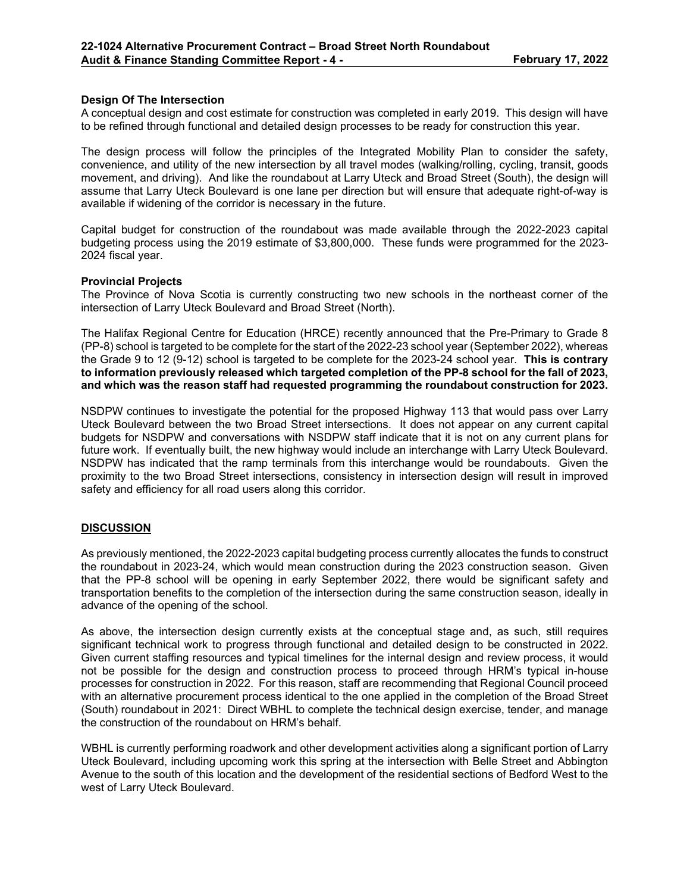**Design Of The Intersection**

A conceptual design and cost estimate for construction was completed in early 2019. This design will have to be refined through functional and detailed design processes to be ready for construction this year.

The design process will follow the principles of the Integrated Mobility Plan to consider the safety, convenience, and utility of the new intersection by all travel modes (walking/rolling, cycling, transit, goods movement, and driving). And like the roundabout at Larry Uteck and Broad Street (South), the design will assume that Larry Uteck Boulevard is one lane per direction but will ensure that adequate right-of-way is available if widening of the corridor is necessary in the future.

Capital budget for construction of the roundabout was made available through the 2022-2023 capital budgeting process using the 2019 estimate of $3,800,000. These funds were programmed for the 2023-2024 fiscal year.

**Provincial Projects**

The Province of Nova Scotia is currently constructing two new schools in the northeast corner of the intersection of Larry Uteck Boulevard and Broad Street (North).

The Halifax Regional Centre for Education (HRCE) recently announced that the Pre-Primary to Grade 8 (PP-8) school is targeted to be complete for the start of the 2022-23 school year (September 2022), whereas the Grade 9 to 12 (9-12) school is targeted to be complete for the 2023-24 school year. **This is contrary to information previously released which targeted completion of the PP-8 school for the fall of 2023, and which was the reason staff had requested programming the roundabout construction for 2023.**

NSDPW continues to investigate the potential for the proposed Highway 113 that would pass over Larry Uteck Boulevard between the two Broad Street intersections. It does not appear on any current capital budgets for NSDPW and conversations with NSDPW staff indicate that it is not on any current plans for future work. If eventually built, the new highway would include an interchange with Larry Uteck Boulevard. NSDPW has indicated that the ramp terminals from this interchange would be roundabouts. Given the proximity to the two Broad Street intersections, consistency in intersection design will result in improved safety and efficiency for all road users along this corridor.

## DISCUSSION

As previously mentioned, the 2022-2023 capital budgeting process currently allocates the funds to construct the roundabout in 2023-24, which would mean construction during the 2023 construction season. Given that the PP-8 school will be opening in early September 2022, there would be significant safety and transportation benefits to the completion of the intersection during the same construction season, ideally in advance of the opening of the school.

As above, the intersection design currently exists at the conceptual stage and, as such, still requires significant technical work to progress through functional and detailed design to be constructed in 2022. Given current staffing resources and typical timelines for the internal design and review process, it would not be possible for the design and construction process to proceed through HRM's typical in-house processes for construction in 2022. For this reason, staff are recommending that Regional Council proceed with an alternative procurement process identical to the one applied in the completion of the Broad Street (South) roundabout in 2021: Direct WBHL to complete the technical design exercise, tender, and manage the construction of the roundabout on HRM's behalf.

WBHL is currently performing roadwork and other development activities along a significant portion of Larry Uteck Boulevard, including upcoming work this spring at the intersection with Belle Street and Abbington Avenue to the south of this location and the development of the residential sections of Bedford West to the west of Larry Uteck Boulevard.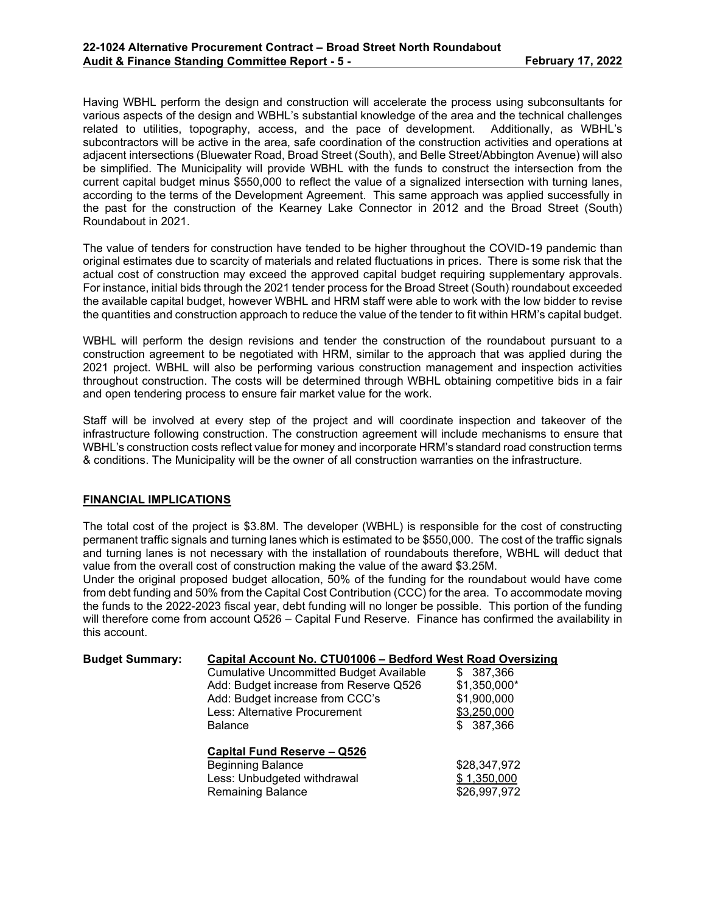Having WBHL perform the design and construction will accelerate the process using subconsultants for various aspects of the design and WBHL's substantial knowledge of the area and the technical challenges related to utilities, topography, access, and the pace of development. Additionally, as WBHL's subcontractors will be active in the area, safe coordination of the construction activities and operations at adjacent intersections (Bluewater Road, Broad Street (South), and Belle Street/Abbington Avenue) will also be simplified. The Municipality will provide WBHL with the funds to construct the intersection from the current capital budget minus $550,000 to reflect the value of a signalized intersection with turning lanes, according to the terms of the Development Agreement. This same approach was applied successfully in the past for the construction of the Kearney Lake Connector in 2012 and the Broad Street (South) Roundabout in 2021.

The value of tenders for construction have tended to be higher throughout the COVID-19 pandemic than original estimates due to scarcity of materials and related fluctuations in prices. There is some risk that the actual cost of construction may exceed the approved capital budget requiring supplementary approvals. For instance, initial bids through the 2021 tender process for the Broad Street (South) roundabout exceeded the available capital budget, however WBHL and HRM staff were able to work with the low bidder to revise the quantities and construction approach to reduce the value of the tender to fit within HRM's capital budget.

WBHL will perform the design revisions and tender the construction of the roundabout pursuant to a construction agreement to be negotiated with HRM, similar to the approach that was applied during the 2021 project. WBHL will also be performing various construction management and inspection activities throughout construction. The costs will be determined through WBHL obtaining competitive bids in a fair and open tendering process to ensure fair market value for the work.

Staff will be involved at every step of the project and will coordinate inspection and takeover of the infrastructure following construction. The construction agreement will include mechanisms to ensure that WBHL's construction costs reflect value for money and incorporate HRM's standard road construction terms & conditions. The Municipality will be the owner of all construction warranties on the infrastructure.

## FINANCIAL IMPLICATIONS

The total cost of the project is $3.8M. The developer (WBHL) is responsible for the cost of constructing permanent traffic signals and turning lanes which is estimated to be $550,000. The cost of the traffic signals and turning lanes is not necessary with the installation of roundabouts therefore, WBHL will deduct that value from the overall cost of construction making the value of the award $3.25M.

Under the original proposed budget allocation, 50% of the funding for the roundabout would have come from debt funding and 50% from the Capital Cost Contribution (CCC) for the area. To accommodate moving the funds to the 2022-2023 fiscal year, debt funding will no longer be possible. This portion of the funding will therefore come from account Q526 – Capital Fund Reserve. Finance has confirmed the availability in this account.

**Budget Summary:**

| Capital Account No. CTU01006 – Bedford West Road Oversizing | |
|---|---|
| Cumulative Uncommitted Budget Available | $ 387,366 |
| Add: Budget increase from Reserve Q526 | $1,350,000* |
| Add: Budget increase from CCC's | $1,900,000 |
| Less: Alternative Procurement | $3,250,000 |
| Balance | $ 387,366 |

| Capital Fund Reserve – Q526 | |
|---|---|
| Beginning Balance | $28,347,972 |
| Less: Unbudgeted withdrawal | $ 1,350,000 |
| Remaining Balance | $26,997,972 |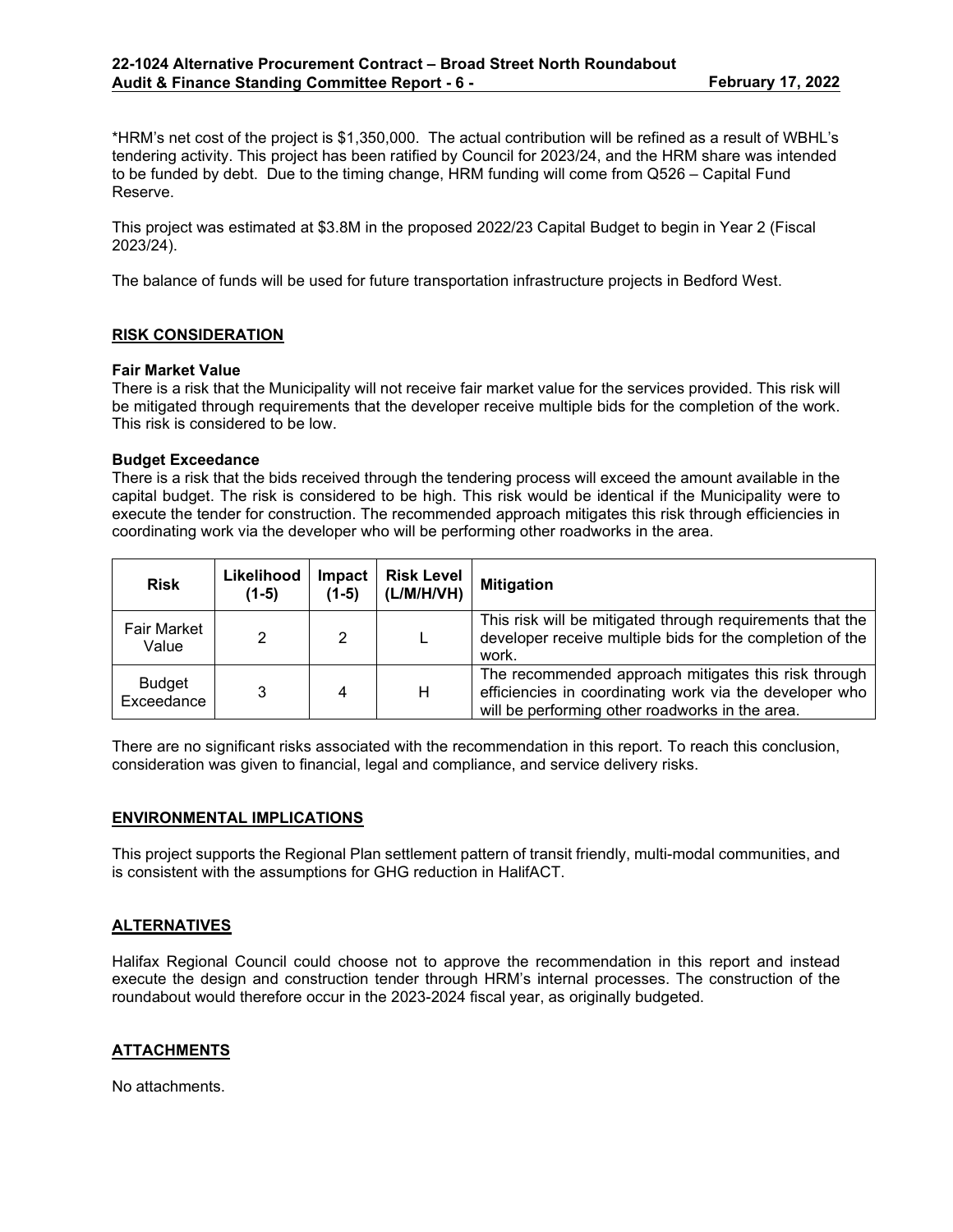*HRM's net cost of the project is $1,350,000. The actual contribution will be refined as a result of WBHL's tendering activity. This project has been ratified by Council for 2023/24, and the HRM share was intended to be funded by debt. Due to the timing change, HRM funding will come from Q526 – Capital Fund Reserve.

This project was estimated at $3.8M in the proposed 2022/23 Capital Budget to begin in Year 2 (Fiscal 2023/24).

The balance of funds will be used for future transportation infrastructure projects in Bedford West.

## RISK CONSIDERATION

**Fair Market Value**
There is a risk that the Municipality will not receive fair market value for the services provided. This risk will be mitigated through requirements that the developer receive multiple bids for the completion of the work. This risk is considered to be low.

**Budget Exceedance**
There is a risk that the bids received through the tendering process will exceed the amount available in the capital budget. The risk is considered to be high. This risk would be identical if the Municipality were to execute the tender for construction. The recommended approach mitigates this risk through efficiencies in coordinating work via the developer who will be performing other roadworks in the area.

| Risk | Likelihood (1-5) | Impact (1-5) | Risk Level (L/M/H/VH) | Mitigation |
|---|---|---|---|---|
| Fair Market Value | 2 | 2 | L | This risk will be mitigated through requirements that the developer receive multiple bids for the completion of the work. |
| Budget Exceedance | 3 | 4 | H | The recommended approach mitigates this risk through efficiencies in coordinating work via the developer who will be performing other roadworks in the area. |

There are no significant risks associated with the recommendation in this report. To reach this conclusion, consideration was given to financial, legal and compliance, and service delivery risks.

## ENVIRONMENTAL IMPLICATIONS

This project supports the Regional Plan settlement pattern of transit friendly, multi-modal communities, and is consistent with the assumptions for GHG reduction in HalifACT.

## ALTERNATIVES

Halifax Regional Council could choose not to approve the recommendation in this report and instead execute the design and construction tender through HRM's internal processes. The construction of the roundabout would therefore occur in the 2023-2024 fiscal year, as originally budgeted.

## ATTACHMENTS

No attachments.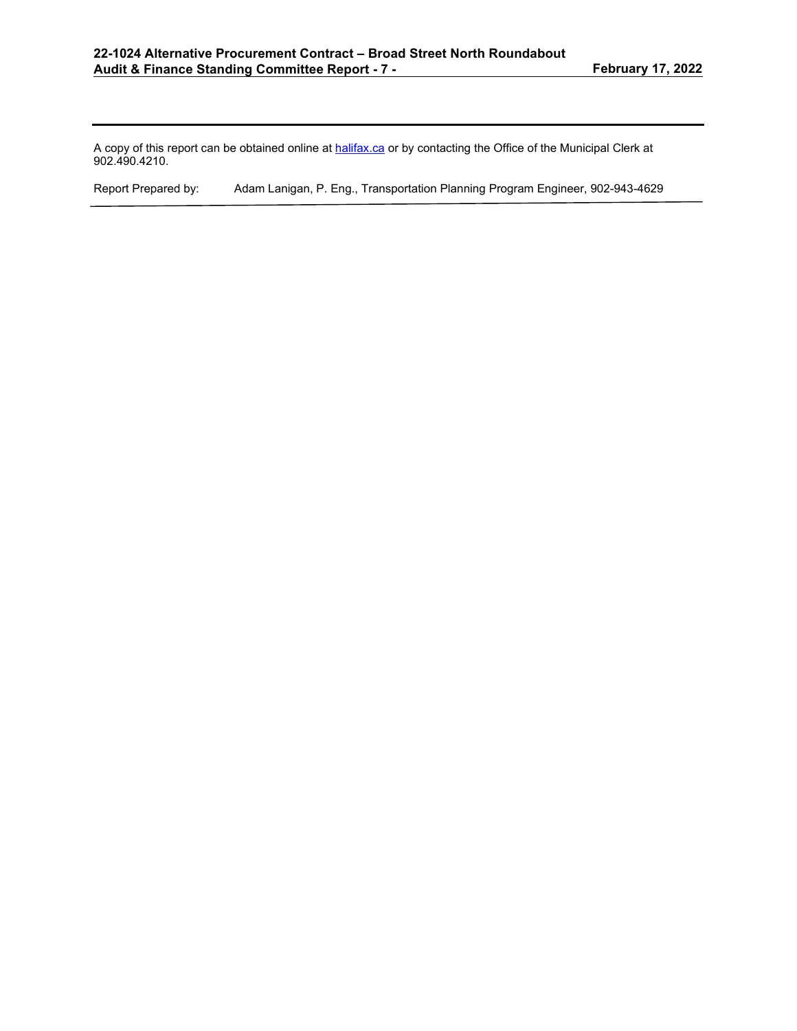A copy of this report can be obtained online at [halifax.ca](http://www.halifax.ca) or by contacting the Office of the Municipal Clerk at 902.490.4210.

Report Prepared by: Adam Lanigan, P. Eng., Transportation Planning Program Engineer, 902-943-4629